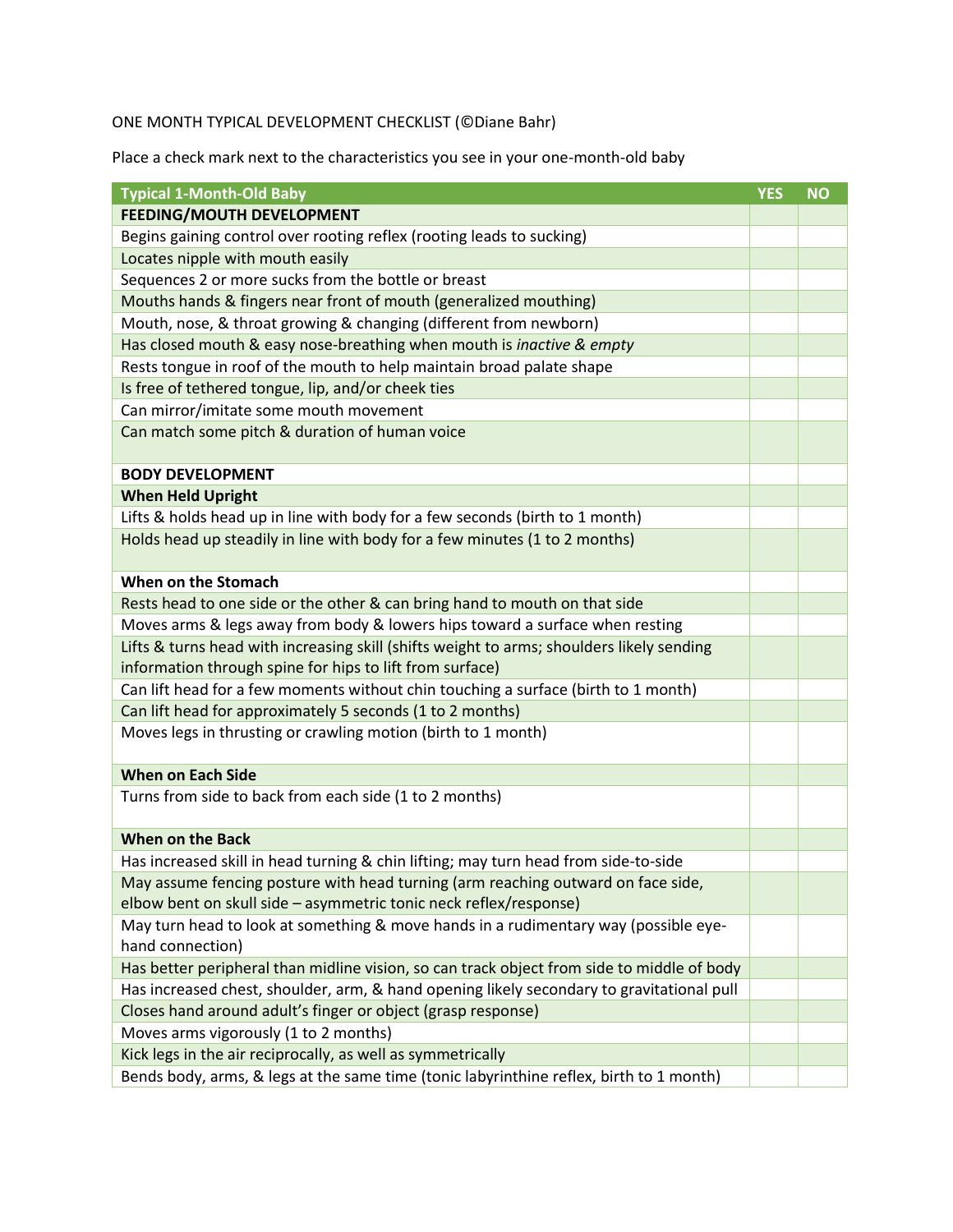ONE MONTH TYPICAL DEVELOPMENT CHECKLIST (©Diane Bahr)

Place a check mark next to the characteristics you see in your one-month-old baby

| Typical 1-Month-Old Baby | YES | NO |
|---|---|---|
| **FEEDING/MOUTH DEVELOPMENT** | | |
| Begins gaining control over rooting reflex (rooting leads to sucking) | | |
| Locates nipple with mouth easily | | |
| Sequences 2 or more sucks from the bottle or breast | | |
| Mouths hands & fingers near front of mouth (generalized mouthing) | | |
| Mouth, nose, & throat growing & changing (different from newborn) | | |
| Has closed mouth & easy nose-breathing when mouth is *inactive & empty* | | |
| Rests tongue in roof of the mouth to help maintain broad palate shape | | |
| Is free of tethered tongue, lip, and/or cheek ties | | |
| Can mirror/imitate some mouth movement | | |
| Can match some pitch & duration of human voice | | |
| **BODY DEVELOPMENT** | | |
| **When Held Upright** | | |
| Lifts & holds head up in line with body for a few seconds (birth to 1 month) | | |
| Holds head up steadily in line with body for a few minutes (1 to 2 months) | | |
| **When on the Stomach** | | |
| Rests head to one side or the other & can bring hand to mouth on that side | | |
| Moves arms & legs away from body & lowers hips toward a surface when resting | | |
| Lifts & turns head with increasing skill (shifts weight to arms; shoulders likely sending information through spine for hips to lift from surface) | | |
| Can lift head for a few moments without chin touching a surface (birth to 1 month) | | |
| Can lift head for approximately 5 seconds (1 to 2 months) | | |
| Moves legs in thrusting or crawling motion (birth to 1 month) | | |
| **When on Each Side** | | |
| Turns from side to back from each side (1 to 2 months) | | |
| **When on the Back** | | |
| Has increased skill in head turning & chin lifting; may turn head from side-to-side | | |
| May assume fencing posture with head turning (arm reaching outward on face side, elbow bent on skull side – asymmetric tonic neck reflex/response) | | |
| May turn head to look at something & move hands in a rudimentary way (possible eye-hand connection) | | |
| Has better peripheral than midline vision, so can track object from side to middle of body | | |
| Has increased chest, shoulder, arm, & hand opening likely secondary to gravitational pull | | |
| Closes hand around adult's finger or object (grasp response) | | |
| Moves arms vigorously (1 to 2 months) | | |
| Kick legs in the air reciprocally, as well as symmetrically | | |
| Bends body, arms, & legs at the same time (tonic labyrinthine reflex, birth to 1 month) | | |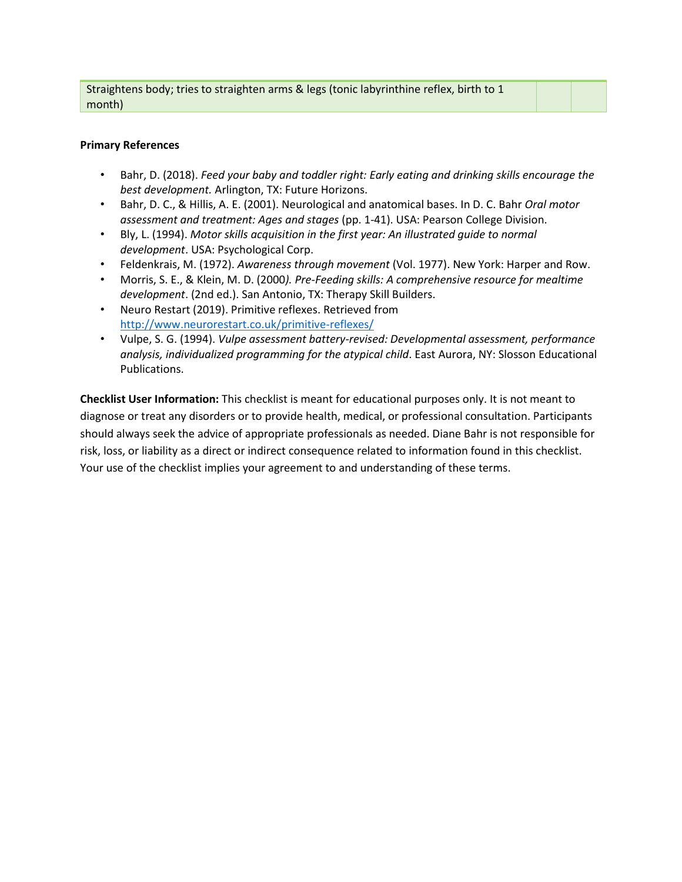| | | |
|---|---|---|
| Straightens body; tries to straighten arms & legs (tonic labyrinthine reflex, birth to 1 month) | | |

**Primary References**

- Bahr, D. (2018). *Feed your baby and toddler right: Early eating and drinking skills encourage the best development.* Arlington, TX: Future Horizons.
- Bahr, D. C., & Hillis, A. E. (2001). Neurological and anatomical bases. In D. C. Bahr *Oral motor assessment and treatment: Ages and stages* (pp. 1-41). USA: Pearson College Division.
- Bly, L. (1994). *Motor skills acquisition in the first year: An illustrated guide to normal development*. USA: Psychological Corp.
- Feldenkrais, M. (1972). *Awareness through movement* (Vol. 1977). New York: Harper and Row.
- Morris, S. E., & Klein, M. D. (2000*). Pre-Feeding skills: A comprehensive resource for mealtime development*. (2nd ed.). San Antonio, TX: Therapy Skill Builders.
- Neuro Restart (2019). Primitive reflexes. Retrieved from http://www.neurorestart.co.uk/primitive-reflexes/
- Vulpe, S. G. (1994). *Vulpe assessment battery-revised: Developmental assessment, performance analysis, individualized programming for the atypical child*. East Aurora, NY: Slosson Educational Publications.

**Checklist User Information:** This checklist is meant for educational purposes only. It is not meant to diagnose or treat any disorders or to provide health, medical, or professional consultation. Participants should always seek the advice of appropriate professionals as needed. Diane Bahr is not responsible for risk, loss, or liability as a direct or indirect consequence related to information found in this checklist. Your use of the checklist implies your agreement to and understanding of these terms.